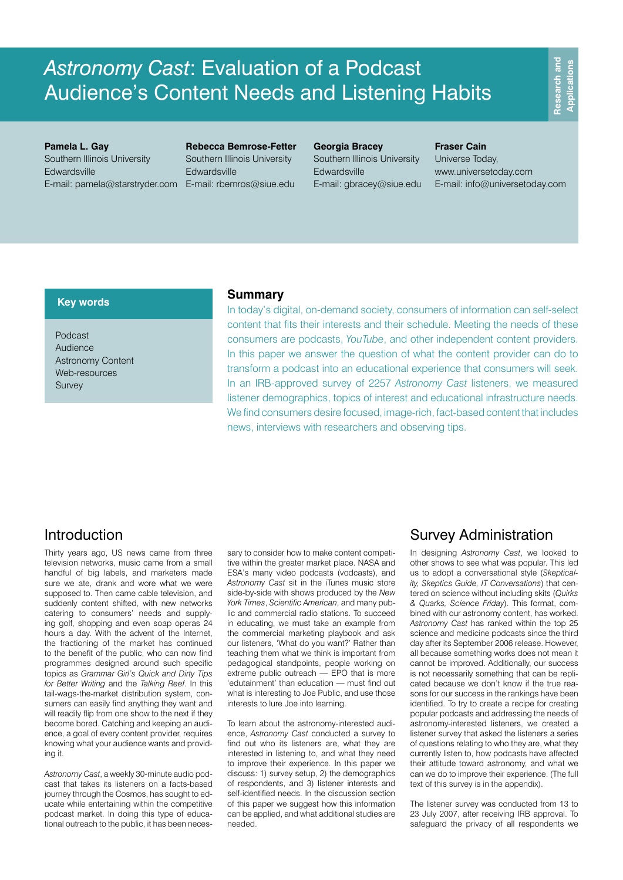# *Astronomy Cast*: Evaluation of a Podcast Audience's Content Needs and Listening Habits

Research and Applications

**Pamela L. Gay**
Southern Illinois University Edwardsville
E-mail: pamela@starstryder.com

**Rebecca Bemrose-Fetter**
Southern Illinois University Edwardsville
E-mail: rbemros@siue.edu

**Georgia Bracey**
Southern Illinois University Edwardsville
E-mail: gbracey@siue.edu

**Fraser Cain**
Universe Today,
www.universetoday.com
E-mail: info@universetoday.com

**Key words**

Podcast
Audience
Astronomy Content
Web-resources
Survey

## Summary

In today's digital, on-demand society, consumers of information can self-select content that fits their interests and their schedule. Meeting the needs of these consumers are podcasts, *YouTube*, and other independent content providers. In this paper we answer the question of what the content provider can do to transform a podcast into an educational experience that consumers will seek. In an IRB-approved survey of 2257 *Astronomy Cast* listeners, we measured listener demographics, topics of interest and educational infrastructure needs. We find consumers desire focused, image-rich, fact-based content that includes news, interviews with researchers and observing tips.

## Introduction

Thirty years ago, US news came from three television networks, music came from a small handful of big labels, and marketers made sure we ate, drank and wore what we were supposed to. Then came cable television, and suddenly content shifted, with new networks catering to consumers' needs and supplying golf, shopping and even soap operas 24 hours a day. With the advent of the Internet, the fractioning of the market has continued to the benefit of the public, who can now find programmes designed around such specific topics as *Grammar Girl's Quick and Dirty Tips for Better Writing* and the *Talking Reef*. In this tail-wags-the-market distribution system, consumers can easily find anything they want and will readily flip from one show to the next if they become bored. Catching and keeping an audience, a goal of every content provider, requires knowing what your audience wants and providing it.

*Astronomy Cast*, a weekly 30-minute audio podcast that takes its listeners on a facts-based journey through the Cosmos, has sought to educate while entertaining within the competitive podcast market. In doing this type of educational outreach to the public, it has been necessary to consider how to make content competitive within the greater market place. NASA and ESA's many video podcasts (vodcasts), and *Astronomy Cast* sit in the iTunes music store side-by-side with shows produced by the *New York Times*, *Scientific American*, and many public and commercial radio stations. To succeed in educating, we must take an example from the commercial marketing playbook and ask our listeners, 'What do you want?' Rather than teaching them what we think is important from pedagogical standpoints, people working on extreme public outreach — EPO that is more 'edutainment' than education — must find out what is interesting to Joe Public, and use those interests to lure Joe into learning.

To learn about the astronomy-interested audience, *Astronomy Cast* conducted a survey to find out who its listeners are, what they are interested in listening to, and what they need to improve their experience. In this paper we discuss: 1) survey setup, 2) the demographics of respondents, and 3) listener interests and self-identified needs. In the discussion section of this paper we suggest how this information can be applied, and what additional studies are needed.

## Survey Administration

In designing *Astronomy Cast*, we looked to other shows to see what was popular. This led us to adopt a conversational style (*Skepticality, Skeptics Guide, IT Conversations*) that centered on science without including skits (*Quirks & Quarks, Science Friday*). This format, combined with our astronomy content, has worked. *Astronomy Cast* has ranked within the top 25 science and medicine podcasts since the third day after its September 2006 release. However, all because something works does not mean it cannot be improved. Additionally, our success is not necessarily something that can be replicated because we don't know if the true reasons for our success in the rankings have been identified. To try to create a recipe for creating popular podcasts and addressing the needs of astronomy-interested listeners, we created a listener survey that asked the listeners a series of questions relating to who they are, what they currently listen to, how podcasts have affected their attitude toward astronomy, and what we can we do to improve their experience. (The full text of this survey is in the appendix).

The listener survey was conducted from 13 to 23 July 2007, after receiving IRB approval. To safeguard the privacy of all respondents we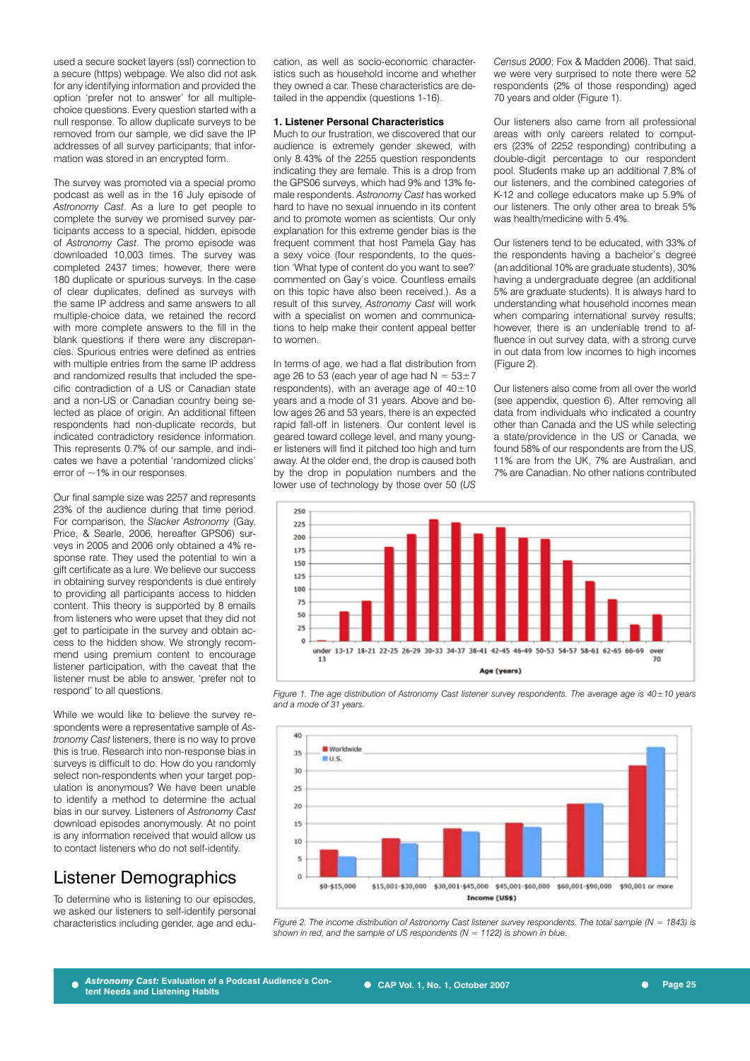used a secure socket layers (ssl) connection to a secure (https) webpage. We also did not ask for any identifying information and provided the option 'prefer not to answer' for all multiple-choice questions. Every question started with a null response. To allow duplicate surveys to be removed from our sample, we did save the IP addresses of all survey participants; that information was stored in an encrypted form.

The survey was promoted via a special promo podcast as well as in the 16 July episode of *Astronomy Cast*. As a lure to get people to complete the survey we promised survey participants access to a special, hidden, episode of *Astronomy Cast*. The promo episode was downloaded 10,003 times. The survey was completed 2437 times; however, there were 180 duplicate or spurious surveys. In the case of clear duplicates, defined as surveys with the same IP address and same answers to all multiple-choice data, we retained the record with more complete answers to the fill in the blank questions if there were any discrepancies. Spurious entries were defined as entries with multiple entries from the same IP address and randomized results that included the specific contradiction of a US or Canadian state and a non-US or Canadian country being selected as place of origin. An additional fifteen respondents had non-duplicate records, but indicated contradictory residence information. This represents 0.7% of our sample, and indicates we have a potential 'randomized clicks' error of ~1% in our responses.

Our final sample size was 2257 and represents 23% of the audience during that time period. For comparison, the *Slacker Astronomy* (Gay, Price, & Searle, 2006, hereafter GPS06) surveys in 2005 and 2006 only obtained a 4% response rate. They used the potential to win a gift certificate as a lure. We believe our success in obtaining survey respondents is due entirely to providing all participants access to hidden content. This theory is supported by 8 emails from listeners who were upset that they did not get to participate in the survey and obtain access to the hidden show. We strongly recommend using premium content to encourage listener participation, with the caveat that the listener must be able to answer, 'prefer not to respond' to all questions.

While we would like to believe the survey respondents were a representative sample of *Astronomy Cast* listeners, there is no way to prove this is true. Research into non-response bias in surveys is difficult to do. How do you randomly select non-respondents when your target population is anonymous? We have been unable to identify a method to determine the actual bias in our survey. Listeners of *Astronomy Cast* download episodes anonymously. At no point is any information received that would allow us to contact listeners who do not self-identify.

## Listener Demographics

To determine who is listening to our episodes, we asked our listeners to self-identify personal characteristics including gender, age and education, as well as socio-economic characteristics such as household income and whether they owned a car. These characteristics are detailed in the appendix (questions 1-16).

**1. Listener Personal Characteristics**
Much to our frustration, we discovered that our audience is extremely gender skewed, with only 8.43% of the 2255 question respondents indicating they are female. This is a drop from the GPS06 surveys, which had 9% and 13% female respondents. *Astronomy Cast* has worked hard to have no sexual innuendo in its content and to promote women as scientists. Our only explanation for this extreme gender bias is the frequent comment that host Pamela Gay has a sexy voice (four respondents, to the question 'What type of content do you want to see?' commented on Gay's voice. Countless emails on this topic have also been received.). As a result of this survey, *Astronomy Cast* will work with a specialist on women and communications to help make their content appeal better to women.

In terms of age, we had a flat distribution from age 26 to 53 (each year of age had N = 53±7 respondents), with an average age of 40±10 years and a mode of 31 years. Above and below ages 26 and 53 years, there is an expected rapid fall-off in listeners. Our content level is geared toward college level, and many younger listeners will find it pitched too high and turn away. At the older end, the drop is caused both by the drop in population numbers and the lower use of technology by those over 50 (*US Census 2000*; Fox & Madden 2006). That said, we were very surprised to note there were 52 respondents (2% of those responding) aged 70 years and older (Figure 1).

Our listeners also came from all professional areas with only careers related to computers (23% of 2252 responding) contributing a double-digit percentage to our respondent pool. Students make up an additional 7.8% of our listeners, and the combined categories of K-12 and college educators make up 5.9% of our listeners. The only other area to break 5% was health/medicine with 5.4%.

Our listeners tend to be educated, with 33% of the respondents having a bachelor's degree (an additional 10% are graduate students), 30% having a undergraduate degree (an additional 5% are graduate students). It is always hard to understanding what household incomes mean when comparing international survey results; however, there is an undeniable trend to affluence in out survey data, with a strong curve in out data from low incomes to high incomes (Figure 2).

Our listeners also come from all over the world (see appendix, question 6). After removing all data from individuals who indicated a country other than Canada and the US while selecting a state/providence in the US or Canada, we found 58% of our respondents are from the US, 11% are from the UK, 7% are Australian, and 7% are Canadian. No other nations contributed

Figure 1. The age distribution of Astronomy Cast listener survey respondents. The average age is 40±10 years and a mode of 31 years.

Figure 2. The income distribution of Astronomy Cast listener survey respondents. The total sample (N = 1843) is shown in red, and the sample of US respondents (N = 1122) is shown in blue.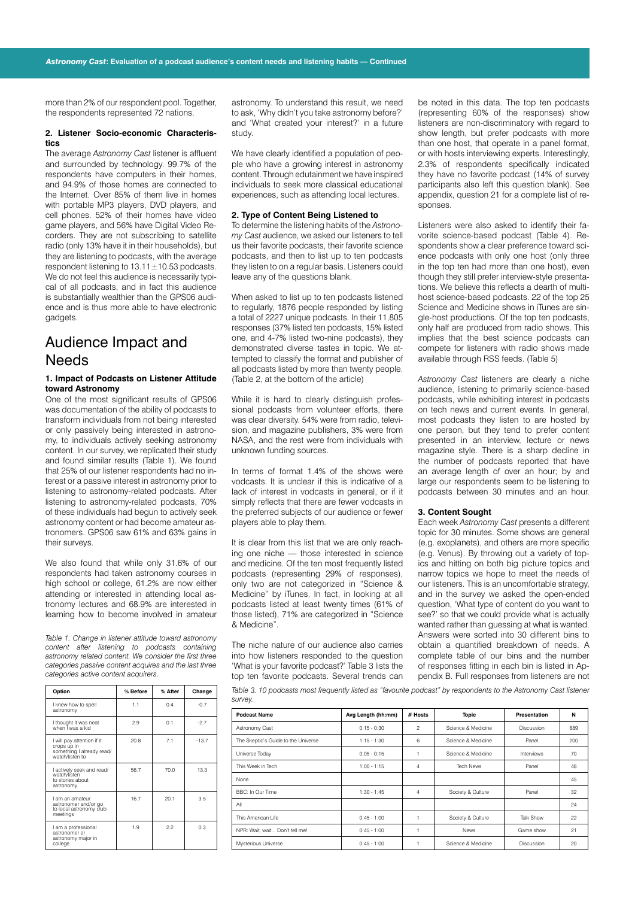more than 2% of our respondent pool. Together, the respondents represented 72 nations.

#### 2. Listener Socio-economic Characteristics

The average *Astronomy Cast* listener is affluent and surrounded by technology. 99.7% of the respondents have computers in their homes, and 94.9% of those homes are connected to the Internet. Over 85% of them live in homes with portable MP3 players, DVD players, and cell phones. 52% of their homes have video game players, and 56% have Digital Video Recorders. They are not subscribing to satellite radio (only 13% have it in their households), but they are listening to podcasts, with the average respondent listening to $13.11 \pm 10.53$ podcasts. We do not feel this audience is necessarily typical of all podcasts, and in fact this audience is substantially wealthier than the GPS06 audience and is thus more able to have electronic gadgets.

## Audience Impact and Needs

#### 1. Impact of Podcasts on Listener Attitude toward Astronomy

One of the most significant results of GPS06 was documentation of the ability of podcasts to transform individuals from not being interested or only passively being interested in astronomy, to individuals actively seeking astronomy content. In our survey, we replicated their study and found similar results (Table 1). We found that 25% of our listener respondents had no interest or a passive interest in astronomy prior to listening to astronomy-related podcasts. After listening to astronomy-related podcasts, 70% of these individuals had begun to actively seek astronomy content or had become amateur astronomers. GPS06 saw 61% and 63% gains in their surveys.

We also found that while only 31.6% of our respondents had taken astronomy courses in high school or college, 61.2% are now either attending or interested in attending local astronomy lectures and 68.9% are interested in learning how to become involved in amateur astronomy. To understand this result, we need to ask, 'Why didn't you take astronomy before?' and 'What created your interest?' in a future study.

We have clearly identified a population of people who have a growing interest in astronomy content. Through edutainment we have inspired individuals to seek more classical educational experiences, such as attending local lectures.

*Table 1. Change in listener attitude toward astronomy content after listening to podcasts containing astronomy related content. We consider the first three categories passive content acquires and the last three categories active content acquirers.*

| Option | % Before | % After | Change |
|---|---|---|---|
| I knew how to spell astronomy | 1.1 | 0.4 | -0.7 |
| I thought it was neat when I was a kid | 2.9 | 0.1 | -2.7 |
| I will pay attention if it crops up in something I already read/watch/listen to | 20.8 | 7.1 | -13.7 |
| I actively seek and read/watch/listen to stories about astronomy | 56.7 | 70.0 | 13.3 |
| I am an amateur astronomer and/or go to local astronomy club meetings | 16.7 | 20.1 | 3.5 |
| I am a professional astronomer or astronomy major in college | 1.9 | 2.2 | 0.3 |

#### 2. Type of Content Being Listened to

To determine the listening habits of the *Astronomy Cast* audience, we asked our listeners to tell us their favorite podcasts, their favorite science podcasts, and then to list up to ten podcasts they listen to on a regular basis. Listeners could leave any of the questions blank.

When asked to list up to ten podcasts listened to regularly, 1876 people responded by listing a total of 2227 unique podcasts. In their 11,805 responses (37% listed ten podcasts, 15% listed one, and 4-7% listed two-nine podcasts), they demonstrated diverse tastes in topic. We attempted to classify the format and publisher of all podcasts listed by more than twenty people. (Table 2, at the bottom of the article)

While it is hard to clearly distinguish professional podcasts from volunteer efforts, there was clear diversity. 54% were from radio, television, and magazine publishers, 3% were from NASA, and the rest were from individuals with unknown funding sources.

In terms of format 1.4% of the shows were vodcasts. It is unclear if this is indicative of a lack of interest in vodcasts in general, or if it simply reflects that there are fewer vodcasts in the preferred subjects of our audience or fewer players able to play them.

It is clear from this list that we are only reaching one niche — those interested in science and medicine. Of the ten most frequently listed podcasts (representing 29% of responses), only two are not categorized in "Science & Medicine" by iTunes. In fact, in looking at all podcasts listed at least twenty times (61% of those listed), 71% are categorized in "Science & Medicine".

The niche nature of our audience also carries into how listeners responded to the question 'What is your favorite podcast?' Table 3 lists the top ten favorite podcasts. Several trends can be noted in this data. The top ten podcasts (representing 60% of the responses) show listeners are non-discriminatory with regard to show length, but prefer podcasts with more than one host, that operate in a panel format, or with hosts interviewing experts. Interestingly, 2.3% of respondents specifically indicated they have no favorite podcast (14% of survey participants also left this question blank). See appendix, question 21 for a complete list of responses.

Listeners were also asked to identify their favorite science-based podcast (Table 4). Respondents show a clear preference toward science podcasts with only one host (only three in the top ten had more than one host), even though they still prefer interview-style presentations. We believe this reflects a dearth of multi-host science-based podcasts. 22 of the top 25 Science and Medicine shows in iTunes are single-host productions. Of the top ten podcasts, only half are produced from radio shows. This implies that the best science podcasts can compete for listeners with radio shows made available through RSS feeds. (Table 5)

*Astronomy Cast* listeners are clearly a niche audience, listening to primarily science-based podcasts, while exhibiting interest in podcasts on tech news and current events. In general, most podcasts they listen to are hosted by one person, but they tend to prefer content presented in an interview, lecture or news magazine style. There is a sharp decline in the number of podcasts reported that have an average length of over an hour; by and large our respondents seem to be listening to podcasts between 30 minutes and an hour.

#### 3. Content Sought

Each week *Astronomy Cast* presents a different topic for 30 minutes. Some shows are general (e.g. exoplanets), and others are more specific (e.g. Venus). By throwing out a variety of topics and hitting on both big picture topics and narrow topics we hope to meet the needs of our listeners. This is an uncomfortable strategy, and in the survey we asked the open-ended question, 'What type of content do you want to see?' so that we could provide what is actually wanted rather than guessing at what is wanted. Answers were sorted into 30 different bins to obtain a quantified breakdown of needs. A complete table of our bins and the number of responses fitting in each bin is listed in Appendix B. Full responses from listeners are not

*Table 3. 10 podcasts most frequently listed as "favourite podcast" by respondents to the Astronomy Cast listener survey.*

| Podcast Name | Avg Length (hh:mm) | # Hosts | Topic | Presentation | N |
|---|---|---|---|---|---|
| Astronomy Cast | 0:15 - 0:30 | 2 | Science & Medicine | Discussion | 689 |
| The Skeptic's Guide to the Universe | 1:15 - 1:30 | 6 | Science & Medicine | Panel | 200 |
| Universe Today | 0:05 - 0:15 | 1 | Science & Medicine | Interviews | 70 |
| This Week in Tech | 1:00 - 1:15 | 4 | Tech News | Panel | 48 |
| None | | | | | 45 |
| BBC: In Our Time | 1:30 - 1:45 | 4 | Society & Culture | Panel | 32 |
| All | | | | | 24 |
| This American Life | 0:45 - 1:00 | 1 | Society & Culture | Talk Show | 22 |
| NPR: Wait, wait... Don't tell me! | 0:45 - 1:00 | 1 | News | Game show | 21 |
| Mysterious Universe | 0:45 - 1:00 | 1 | Science & Medicine | Discussion | 20 |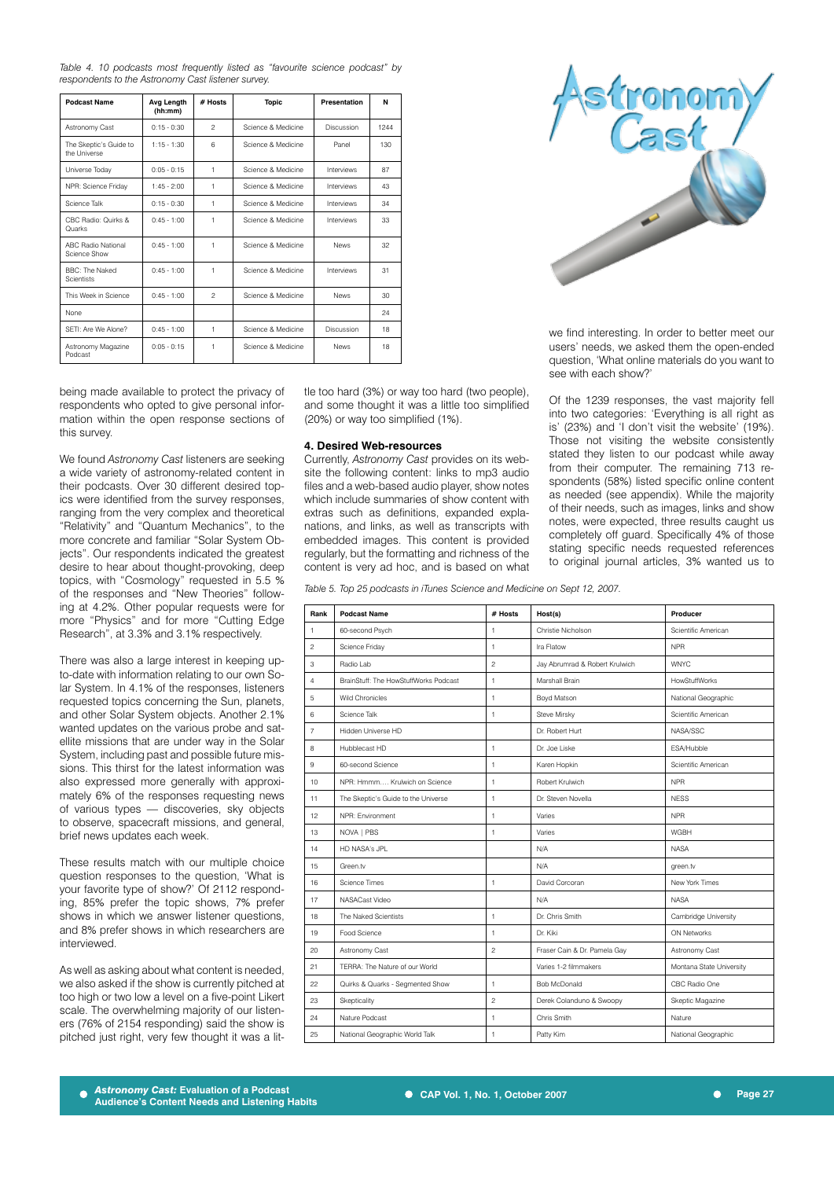*Table 4. 10 podcasts most frequently listed as "favourite science podcast" by respondents to the Astronomy Cast listener survey.*

| Podcast Name | Avg Length (hh:mm) | # Hosts | Topic | Presentation | N |
|---|---|---|---|---|---|
| Astronomy Cast | 0:15 - 0:30 | 2 | Science & Medicine | Discussion | 1244 |
| The Skeptic's Guide to the Universe | 1:15 - 1:30 | 6 | Science & Medicine | Panel | 130 |
| Universe Today | 0:05 - 0:15 | 1 | Science & Medicine | Interviews | 87 |
| NPR: Science Friday | 1:45 - 2:00 | 1 | Science & Medicine | Interviews | 43 |
| Science Talk | 0:15 - 0:30 | 1 | Science & Medicine | Interviews | 34 |
| CBC Radio: Quirks & Quarks | 0:45 - 1:00 | 1 | Science & Medicine | Interviews | 33 |
| ABC Radio National Science Show | 0:45 - 1:00 | 1 | Science & Medicine | News | 32 |
| BBC: The Naked Scientists | 0:45 - 1:00 | 1 | Science & Medicine | Interviews | 31 |
| This Week in Science | 0:45 - 1:00 | 2 | Science & Medicine | News | 30 |
| None | | | | | 24 |
| SETI: Are We Alone? | 0:45 - 1:00 | 1 | Science & Medicine | Discussion | 18 |
| Astronomy Magazine Podcast | 0:05 - 0:15 | 1 | Science & Medicine | News | 18 |

being made available to protect the privacy of respondents who opted to give personal information within the open response sections of this survey.

We found *Astronomy Cast* listeners are seeking a wide variety of astronomy-related content in their podcasts. Over 30 different desired topics were identified from the survey responses, ranging from the very complex and theoretical "Relativity" and "Quantum Mechanics", to the more concrete and familiar "Solar System Objects". Our respondents indicated the greatest desire to hear about thought-provoking, deep topics, with "Cosmology" requested in 5.5 % of the responses and "New Theories" following at 4.2%. Other popular requests were for more "Physics" and for more "Cutting Edge Research", at 3.3% and 3.1% respectively.

There was also a large interest in keeping up-to-date with information relating to our own Solar System. In 4.1% of the responses, listeners requested topics concerning the Sun, planets, and other Solar System objects. Another 2.1% wanted updates on the various probe and satellite missions that are under way in the Solar System, including past and possible future missions. This thirst for the latest information was also expressed more generally with approximately 6% of the responses requesting news of various types — discoveries, sky objects to observe, spacecraft missions, and general, brief news updates each week.

These results match with our multiple choice question responses to the question, 'What is your favorite type of show?' Of 2112 responding, 85% prefer the topic shows, 7% prefer shows in which we answer listener questions, and 8% prefer shows in which researchers are interviewed.

As well as asking about what content is needed, we also asked if the show is currently pitched at too high or too low a level on a five-point Likert scale. The overwhelming majority of our listeners (76% of 2154 responding) said the show is pitched just right, very few thought it was a little too hard (3%) or way too hard (two people), and some thought it was a little too simplified (20%) or way too simplified (1%).

### 4. Desired Web-resources

Currently, *Astronomy Cast* provides on its website the following content: links to mp3 audio files and a web-based audio player, show notes which include summaries of show content with extras such as definitions, expanded explanations, and links, as well as transcripts with embedded images. This content is provided regularly, but the formatting and richness of the content is very ad hoc, and is based on what we find interesting. In order to better meet our users' needs, we asked them the open-ended question, 'What online materials do you want to see with each show?'

Of the 1239 responses, the vast majority fell into two categories: 'Everything is all right as is' (23%) and 'I don't visit the website' (19%). Those not visiting the website consistently stated they listen to our podcast while away from their computer. The remaining 713 respondents (58%) listed specific online content as needed (see appendix). While the majority of their needs, such as images, links and show notes, were expected, three results caught us completely off guard. Specifically 4% of those stating specific needs requested references to original journal articles, 3% wanted us to

*Table 5. Top 25 podcasts in iTunes Science and Medicine on Sept 12, 2007.*

| Rank | Podcast Name | # Hosts | Host(s) | Producer |
|---|---|---|---|---|
| 1 | 60-second Psych | 1 | Christie Nicholson | Scientific American |
| 2 | Science Friday | 1 | Ira Flatow | NPR |
| 3 | Radio Lab | 2 | Jay Abrumrad & Robert Krulwich | WNYC |
| 4 | BrainStuff: The HowStuffWorks Podcast | 1 | Marshall Brain | HowStuffWorks |
| 5 | Wild Chronicles | 1 | Boyd Matson | National Geographic |
| 6 | Science Talk | 1 | Steve Mirsky | Scientific American |
| 7 | Hidden Universe HD | | Dr. Robert Hurt | NASA/SSC |
| 8 | Hubblecast HD | 1 | Dr. Joe Liske | ESA/Hubble |
| 9 | 60-second Science | 1 | Karen Hopkin | Scientific American |
| 10 | NPR: Hmmm.... Krulwich on Science | 1 | Robert Krulwich | NPR |
| 11 | The Skeptic's Guide to the Universe | 1 | Dr. Steven Novella | NESS |
| 12 | NPR: Environment | 1 | Varies | NPR |
| 13 | NOVA \| PBS | 1 | Varies | WGBH |
| 14 | HD NASA's JPL | | N/A | NASA |
| 15 | Green.tv | | N/A | green.tv |
| 16 | Science Times | 1 | David Corcoran | New York Times |
| 17 | NASACast Video | | N/A | NASA |
| 18 | The Naked Scientists | 1 | Dr. Chris Smith | Cambridge University |
| 19 | Food Science | 1 | Dr. Kiki | ON Networks |
| 20 | Astronomy Cast | 2 | Fraser Cain & Dr. Pamela Gay | Astronomy Cast |
| 21 | TERRA: The Nature of our World | | Varies 1-2 filmmakers | Montana State University |
| 22 | Quirks & Quarks - Segmented Show | 1 | Bob McDonald | CBC Radio One |
| 23 | Skepticality | 2 | Derek Colanduno & Swoopy | Skeptic Magazine |
| 24 | Nature Podcast | 1 | Chris Smith | Nature |
| 25 | National Geographic World Talk | 1 | Patty Kim | National Geographic |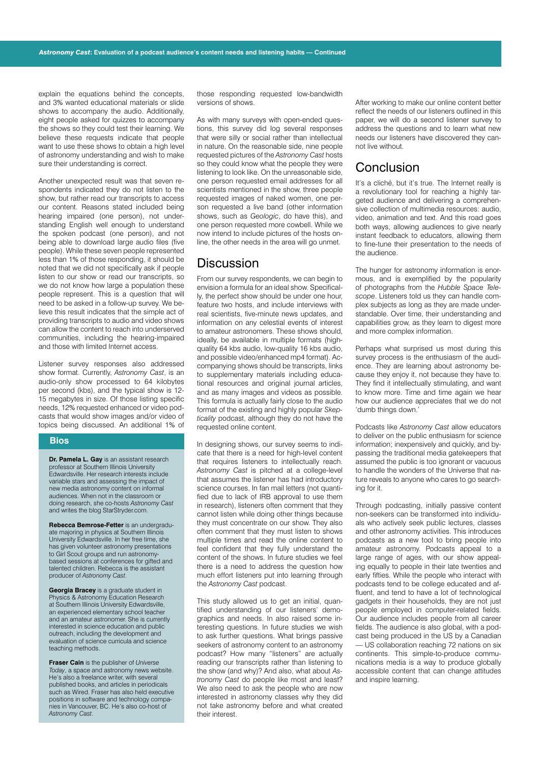explain the equations behind the concepts, and 3% wanted educational materials or slide shows to accompany the audio. Additionally, eight people asked for quizzes to accompany the shows so they could test their learning. We believe these requests indicate that people want to use these shows to obtain a high level of astronomy understanding and wish to make sure their understanding is correct.

Another unexpected result was that seven respondents indicated they do not listen to the show, but rather read our transcripts to access our content. Reasons stated included being hearing impaired (one person), not understanding English well enough to understand the spoken podcast (one person), and not being able to download large audio files (five people). While these seven people represented less than 1% of those responding, it should be noted that we did not specifically ask if people listen to our show or read our transcripts, so we do not know how large a population these people represent. This is a question that will need to be asked in a follow-up survey. We believe this result indicates that the simple act of providing transcripts to audio and video shows can allow the content to reach into underserved communities, including the hearing-impaired and those with limited Internet access.

Listener survey responses also addressed show format. Currently, *Astronomy Cast*, is an audio-only show processed to 64 kilobytes per second (kbs), and the typical show is 12-15 megabytes in size. Of those listing specific needs, 12% requested enhanced or video podcasts that would show images and/or video of topics being discussed. An additional 1% of those responding requested low-bandwidth versions of shows.

As with many surveys with open-ended questions, this survey did log several responses that were silly or social rather than intellectual in nature. On the reasonable side, nine people requested pictures of the *Astronomy Cast* hosts so they could know what the people they were listening to look like. On the unreasonable side, one person requested email addresses for all scientists mentioned in the show, three people requested images of naked women, one person requested a live band (other information shows, such as *Geologic*, do have this), and one person requested more cowbell. While we now intend to include pictures of the hosts online, the other needs in the area will all go unmet.

## Discussion

From our survey respondents, we can begin to envision a formula for an ideal show. Specifically, the perfect show should be under one hour, feature two hosts, and include interviews with real scientists, five-minute news updates, and information on any celestial events of interest to amateur astronomers. These shows should, ideally, be available in multiple formats (high-quality 64 kbs audio, low-quality 16 kbs audio, and possible video/enhanced mp4 format). Accompanying shows should be transcripts, links to supplementary materials including educational resources and original journal articles, and as many images and videos as possible. This formula is actually fairly close to the audio format of the existing and highly popular *Skepticality* podcast, although they do not have the requested online content.

In designing shows, our survey seems to indicate that there is a need for high-level content that requires listeners to intellectually reach. *Astronomy Cast* is pitched at a college-level that assumes the listener has had introductory science courses. In fan mail letters (not quantified due to lack of IRB approval to use them in research), listeners often comment that they cannot listen while doing other things because they must concentrate on our show. They also often comment that they must listen to shows multiple times and read the online content to feel confident that they fully understand the content of the shows. In future shows we feel there is a need to address the question how much effort listeners put into learning through the *Astronomy Cast* podcast.

This study allowed us to get an initial, quantified understanding of our listeners' demographics and needs. In also raised some interesting questions. In future studies we wish to ask further questions. What brings passive seekers of astronomy content to an astronomy podcast? How many "listeners" are actually reading our transcripts rather than listening to the show (and why)? And also, what about *Astronomy Cast* do people like most and least? We also need to ask the people who are now interested in astronomy classes why they did not take astronomy before and what created their interest.

After working to make our online content better reflect the needs of our listeners outlined in this paper, we will do a second listener survey to address the questions and to learn what new needs our listeners have discovered they cannot live without.

## Conclusion

It's a cliché, but it's true. The Internet really is a revolutionary tool for reaching a highly targeted audience and delivering a comprehensive collection of multimedia resources: audio, video, animation and text. And this road goes both ways, allowing audiences to give nearly instant feedback to educators, allowing them to fine-tune their presentation to the needs of the audience.

The hunger for astronomy information is enormous, and is exemplified by the popularity of photographs from the *Hubble Space Telescope*. Listeners told us they can handle complex subjects as long as they are made understandable. Over time, their understanding and capabilities grow, as they learn to digest more and more complex information.

Perhaps what surprised us most during this survey process is the enthusiasm of the audience. They are learning about astronomy because they enjoy it, not because they have to. They find it intellectually stimulating, and want to know more. Time and time again we hear how our audience appreciates that we do not 'dumb things down.'

Podcasts like *Astronomy Cast* allow educators to deliver on the public enthusiasm for science information; inexpensively and quickly, and bypassing the traditional media gatekeepers that assumed the public is too ignorant or vacuous to handle the wonders of the Universe that nature reveals to anyone who cares to go searching for it.

Through podcasting, initially passive content non-seekers can be transformed into individuals who actively seek public lectures, classes and other astronomy activities. This introduces podcasts as a new tool to bring people into amateur astronomy. Podcasts appeal to a large range of ages, with our show appealing equally to people in their late twenties and early fifties. While the people who interact with podcasts tend to be college educated and affluent, and tend to have a lot of technological gadgets in their households, they are not just people employed in computer-related fields. Our audience includes people from all career fields. The audience is also global, with a podcast being produced in the US by a Canadian — US collaboration reaching 72 nations on six continents. This simple-to-produce communications media is a way to produce globally accessible content that can change attitudes and inspire learning.

## Bios

**Dr. Pamela L. Gay** is an assistant research professor at Southern Illinois University Edwardsville. Her research interests include variable stars and assessing the impact of new media astronomy content on informal audiences. When not in the classroom or doing research, she co-hosts *Astronomy Cast* and writes the blog StarStryder.com.

**Rebecca Bemrose-Fetter** is an undergraduate majoring in physics at Southern Illinois University Edwardsville. In her free time, she has given volunteer astronomy presentations to Girl Scout groups and run astronomy-based sessions at conferences for gifted and talented children. Rebecca is the assistant producer of *Astronomy Cast*.

**Georgia Bracey** is a graduate student in Physics & Astronomy Education Research at Southern Illinois University Edwardsville, an experienced elementary school teacher and an amateur astronomer. She is currently interested in science education and public outreach, including the development and evaluation of science curricula and science teaching methods.

**Fraser Cain** is the publisher of *Universe Today*, a space and astronomy news website. He's also a freelance writer, with several published books, and articles in periodicals such as Wired. Fraser has also held executive positions in software and technology companies in Vancouver, BC. He's also co-host of *Astronomy Cast*.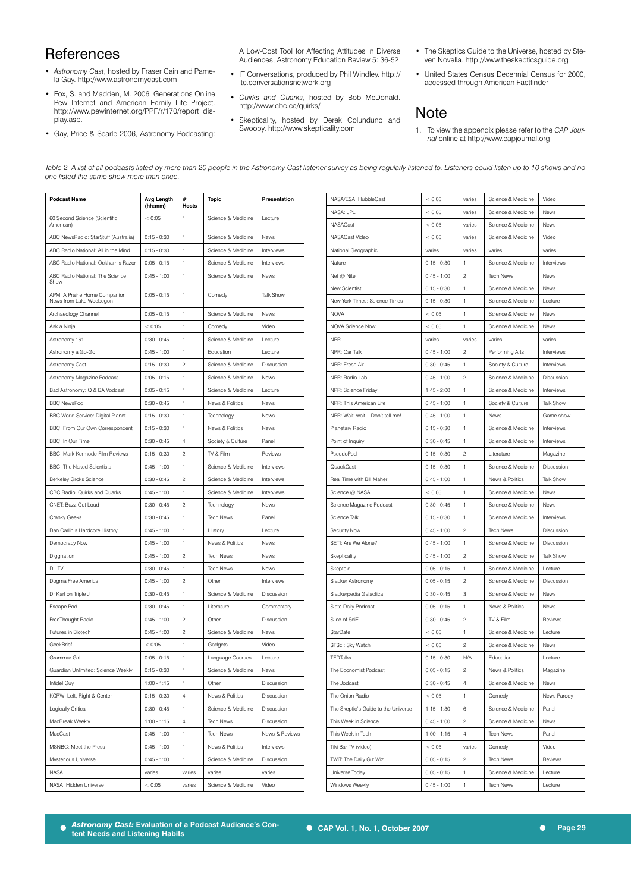## References

- *Astronomy Cast*, hosted by Fraser Cain and Pamela Gay. http://www.astronomycast.com
- Fox, S. and Madden, M. 2006. Generations Online Pew Internet and American Family Life Project. http://www.pewinternet.org/PPF/r/170/report_display.asp.
- Gay, Price & Searle 2006, Astronomy Podcasting: A Low-Cost Tool for Affecting Attitudes in Diverse Audiences, Astronomy Education Review 5: 36-52
- IT Conversations, produced by Phil Windley. http://itc.conversationsnetwork.org
- *Quirks and Quarks*, hosted by Bob McDonald. http://www.cbc.ca/quirks/
- Skepticality, hosted by Derek Colunduno and Swoopy. http://www.skepticality.com
- The Skeptics Guide to the Universe, hosted by Steven Novella. http://www.theskepticsguide.org
- United States Census Decennial Census for 2000, accessed through American Factfinder

## Note

1. To view the appendix please refer to the *CAP Journal* online at http://www.capjournal.org

*Table 2. A list of all podcasts listed by more than 20 people in the Astronomy Cast listener survey as being regularly listened to. Listeners could listen up to 10 shows and no one listed the same show more than once.*

| Podcast Name | Avg Length (hh:mm) | # Hosts | Topic | Presentation |
|---|---|---|---|---|
| 60 Second Science (Scientific American) | < 0:05 | 1 | Science & Medicine | Lecture |
| ABC NewsRadio: StarStuff (Australia) | 0:15 - 0:30 | 1 | Science & Medicine | News |
| ABC Radio National: All in the Mind | 0:15 - 0:30 | 1 | Science & Medicine | Interviews |
| ABC Radio National: Ockham's Razor | 0:05 - 0:15 | 1 | Science & Medicine | Interviews |
| ABC Radio National: The Science Show | 0:45 - 1:00 | 1 | Science & Medicine | News |
| APM: A Prairie Home Companion News from Lake Woebegon | 0:05 - 0:15 | 1 | Comedy | Talk Show |
| Archaeology Channel | 0:05 - 0:15 | 1 | Science & Medicine | News |
| Ask a Ninja | < 0:05 | 1 | Comedy | Video |
| Astronomy 161 | 0:30 - 0:45 | 1 | Science & Medicine | Lecture |
| Astronomy a Go-Go! | 0:45 - 1:00 | 1 | Education | Lecture |
| Astronomy Cast | 0:15 - 0:30 | 2 | Science & Medicine | Discussion |
| Astronomy Magazine Podcast | 0:05 - 0:15 | 1 | Science & Medicine | News |
| Bad Astronomy: Q & BA Vodcast | 0:05 - 0:15 | 1 | Science & Medicine | Lecture |
| BBC NewsPod | 0:30 - 0:45 | 1 | News & Politics | News |
| BBC World Service: Digital Planet | 0:15 - 0:30 | 1 | Technology | News |
| BBC: From Our Own Correspondent | 0:15 - 0:30 | 1 | News & Politics | News |
| BBC: In Our Time | 0:30 - 0:45 | 4 | Society & Culture | Panel |
| BBC: Mark Kermode Film Reviews | 0:15 - 0:30 | 2 | TV & Film | Reviews |
| BBC: The Naked Scientists | 0:45 - 1:00 | 1 | Science & Medicine | Interviews |
| Berkeley Groks Science | 0:30 - 0:45 | 2 | Science & Medicine | Interviews |
| CBC Radio: Quirks and Quarks | 0:45 - 1:00 | 1 | Science & Medicine | Interviews |
| CNET: Buzz Out Loud | 0:30 - 0:45 | 2 | Technology | News |
| Cranky Geeks | 0:30 - 0:45 | 1 | Tech News | Panel |
| Dan Carlin's Hardcore History | 0:45 - 1:00 | 1 | History | Lecture |
| Democracy Now | 0:45 - 1:00 | 1 | News & Politics | News |
| Diggnation | 0:45 - 1:00 | 2 | Tech News | News |
| DL.TV | 0:30 - 0:45 | 1 | Tech News | News |
| Dogma Free America | 0:45 - 1:00 | 2 | Other | Interviews |
| Dr Karl on Triple J | 0:30 - 0:45 | 1 | Science & Medicine | Discussion |
| Escape Pod | 0:30 - 0:45 | 1 | Literature | Commentary |
| FreeThought Radio | 0:45 - 1:00 | 2 | Other | Discussion |
| Futures in Biotech | 0:45 - 1:00 | 2 | Science & Medicine | News |
| GeekBrief | < 0:05 | 1 | Gadgets | Video |
| Grammar Girl | 0:05 - 0:15 | 1 | Language Courses | Lecture |
| Guardian Unlimited: Science Weekly | 0:15 - 0:30 | 1 | Science & Medicine | News |
| Infidel Guy | 1:00 - 1:15 | 1 | Other | Discussion |
| KCRW: Left, Right & Center | 0:15 - 0:30 | 4 | News & Politics | Discussion |
| Logically Critical | 0:30 - 0:45 | 1 | Science & Medicine | Discussion |
| MacBreak Weekly | 1:00 - 1:15 | 4 | Tech News | Discussion |
| MacCast | 0:45 - 1:00 | 1 | Tech News | News & Reviews |
| MSNBC: Meet the Press | 0:45 - 1:00 | 1 | News & Politics | Interviews |
| Mysterious Universe | 0:45 - 1:00 | 1 | Science & Medicine | Discussion |
| NASA | varies | varies | varies | varies |
| NASA: Hidden Universe | < 0:05 | varies | Science & Medicine | Video |
| NASA/ESA: HubbleCast | < 0:05 | varies | Science & Medicine | Video |
| NASA: JPL | < 0:05 | varies | Science & Medicine | News |
| NASACast | < 0:05 | varies | Science & Medicine | News |
| NASACast Video | < 0:05 | varies | Science & Medicine | Video |
| National Geographic | varies | varies | varies | varies |
| Nature | 0:15 - 0:30 | 1 | Science & Medicine | Interviews |
| Net @ Nite | 0:45 - 1:00 | 2 | Tech News | News |
| New Scientist | 0:15 - 0:30 | 1 | Science & Medicine | News |
| New York Times: Science Times | 0:15 - 0:30 | 1 | Science & Medicine | Lecture |
| NOVA | < 0:05 | 1 | Science & Medicine | News |
| NOVA Science Now | < 0:05 | 1 | Science & Medicine | News |
| NPR | varies | varies | varies | varies |
| NPR: Car Talk | 0:45 - 1:00 | 2 | Performing Arts | Interviews |
| NPR: Fresh Air | 0:30 - 0:45 | 1 | Society & Culture | Interviews |
| NPR: Radio Lab | 0:45 - 1:00 | 2 | Science & Medicine | Discussion |
| NPR: Science Friday | 1:45 - 2:00 | 1 | Science & Medicine | Interviews |
| NPR: This American Life | 0:45 - 1:00 | 1 | Society & Culture | Talk Show |
| NPR: Wait, wait... Don't tell me! | 0:45 - 1:00 | 1 | News | Game show |
| Planetary Radio | 0:15 - 0:30 | 1 | Science & Medicine | Interviews |
| Point of Inquiry | 0:30 - 0:45 | 1 | Science & Medicine | Interviews |
| PseudoPod | 0:15 - 0:30 | 2 | Literature | Magazine |
| QuackCast | 0:15 - 0:30 | 1 | Science & Medicine | Discussion |
| Real Time with Bill Maher | 0:45 - 1:00 | 1 | News & Politics | Talk Show |
| Science @ NASA | < 0:05 | 1 | Science & Medicine | News |
| Science Magazine Podcast | 0:30 - 0:45 | 1 | Science & Medicine | News |
| Science Talk | 0:15 - 0:30 | 1 | Science & Medicine | Interviews |
| Security Now | 0:45 - 1:00 | 2 | Tech News | Discussion |
| SETI: Are We Alone? | 0:45 - 1:00 | 1 | Science & Medicine | Discussion |
| Skepticality | 0:45 - 1:00 | 2 | Science & Medicine | Talk Show |
| Skeptoid | 0:05 - 0:15 | 1 | Science & Medicine | Lecture |
| Slacker Astronomy | 0:05 - 0:15 | 2 | Science & Medicine | Discussion |
| Slackerpedia Galactica | 0:30 - 0:45 | 3 | Science & Medicine | News |
| Slate Daily Podcast | 0:05 - 0:15 | 1 | News & Politics | News |
| Slice of SciFi | 0:30 - 0:45 | 2 | TV & Film | Reviews |
| StarDate | < 0:05 | 1 | Science & Medicine | Lecture |
| STScI: Sky Watch | < 0:05 | 2 | Science & Medicine | News |
| TEDTalks | 0:15 - 0:30 | N/A | Education | Lecture |
| The Economist Podcast | 0:05 - 0:15 | 2 | News & Politics | Magazine |
| The Jodcast | 0:30 - 0:45 | 4 | Science & Medicine | News |
| The Onion Radio | < 0:05 | 1 | Comedy | News Parody |
| The Skeptic's Guide to the Universe | 1:15 - 1:30 | 6 | Science & Medicine | Panel |
| This Week in Science | 0:45 - 1:00 | 2 | Science & Medicine | News |
| This Week in Tech | 1:00 - 1:15 | 4 | Tech News | Panel |
| Tiki Bar TV (video) | < 0:05 | varies | Comedy | Video |
| TWiT: The Daily Giz Wiz | 0:05 - 0:15 | 2 | Tech News | Reviews |
| Universe Today | 0:05 - 0:15 | 1 | Science & Medicine | Lecture |
| Windows Weekly | 0:45 - 1:00 | 1 | Tech News | Lecture |